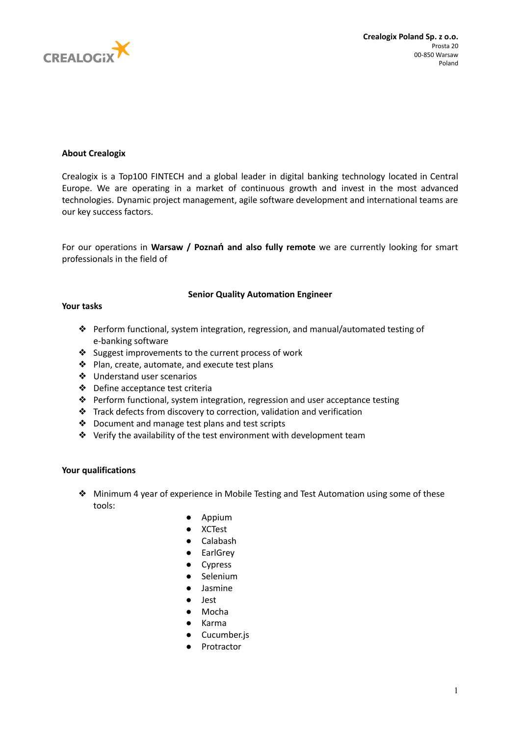**Crealogix Poland Sp. z o.o.**
Prosta 20
00-850 Warsaw
Poland

## About Crealogix

Crealogix is a Top100 FINTECH and a global leader in digital banking technology located in Central Europe. We are operating in a market of continuous growth and invest in the most advanced technologies. Dynamic project management, agile software development and international teams are our key success factors.

For our operations in **Warsaw / Poznań and also fully remote** we are currently looking for smart professionals in the field of

## Senior Quality Automation Engineer

### Your tasks

- Perform functional, system integration, regression, and manual/automated testing of e-banking software
- Suggest improvements to the current process of work
- Plan, create, automate, and execute test plans
- Understand user scenarios
- Define acceptance test criteria
- Perform functional, system integration, regression and user acceptance testing
- Track defects from discovery to correction, validation and verification
- Document and manage test plans and test scripts
- Verify the availability of the test environment with development team

### Your qualifications

- Minimum 4 year of experience in Mobile Testing and Test Automation using some of these tools:
  - Appium
  - XCTest
  - Calabash
  - EarlGrey
  - Cypress
  - Selenium
  - Jasmine
  - Jest
  - Mocha
  - Karma
  - Cucumber.js
  - Protractor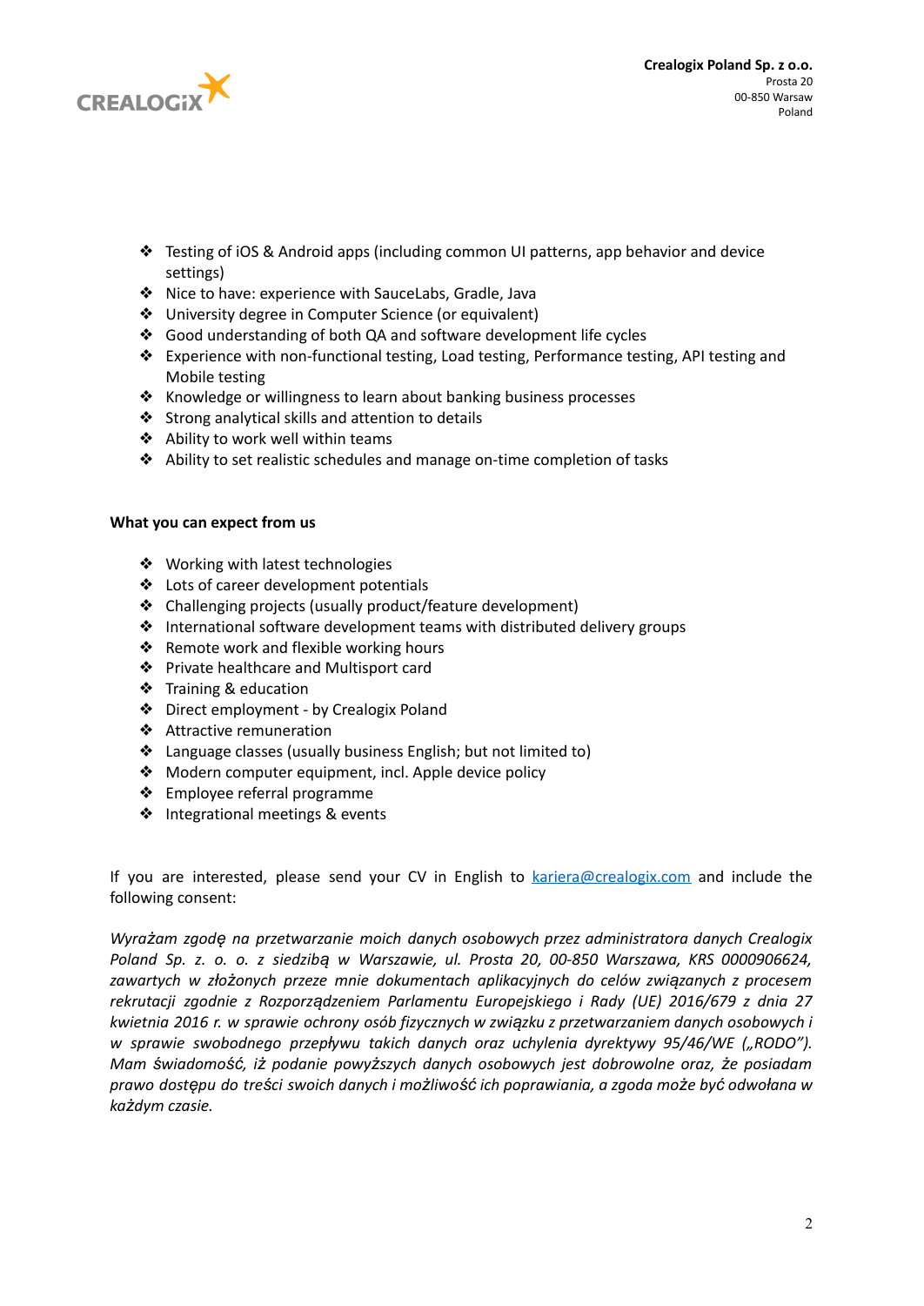- Testing of iOS & Android apps (including common UI patterns, app behavior and device settings)
- Nice to have: experience with SauceLabs, Gradle, Java
- University degree in Computer Science (or equivalent)
- Good understanding of both QA and software development life cycles
- Experience with non-functional testing, Load testing, Performance testing, API testing and Mobile testing
- Knowledge or willingness to learn about banking business processes
- Strong analytical skills and attention to details
- Ability to work well within teams
- Ability to set realistic schedules and manage on-time completion of tasks

**What you can expect from us**

- Working with latest technologies
- Lots of career development potentials
- Challenging projects (usually product/feature development)
- International software development teams with distributed delivery groups
- Remote work and flexible working hours
- Private healthcare and Multisport card
- Training & education
- Direct employment - by Crealogix Poland
- Attractive remuneration
- Language classes (usually business English; but not limited to)
- Modern computer equipment, incl. Apple device policy
- Employee referral programme
- Integrational meetings & events

If you are interested, please send your CV in English to [kariera@crealogix.com](mailto:kariera@crealogix.com) and include the following consent:

*Wyrażam zgodę na przetwarzanie moich danych osobowych przez administratora danych Crealogix Poland Sp. z. o. o. z siedzibą w Warszawie, ul. Prosta 20, 00-850 Warszawa, KRS 0000906624, zawartych w złożonych przeze mnie dokumentach aplikacyjnych do celów związanych z procesem rekrutacji zgodnie z Rozporządzeniem Parlamentu Europejskiego i Rady (UE) 2016/679 z dnia 27 kwietnia 2016 r. w sprawie ochrony osób fizycznych w związku z przetwarzaniem danych osobowych i w sprawie swobodnego przepływu takich danych oraz uchylenia dyrektywy 95/46/WE („RODO"). Mam świadomość, iż podanie powyższych danych osobowych jest dobrowolne oraz, że posiadam prawo dostępu do treści swoich danych i możliwość ich poprawiania, a zgoda może być odwołana w każdym czasie.*